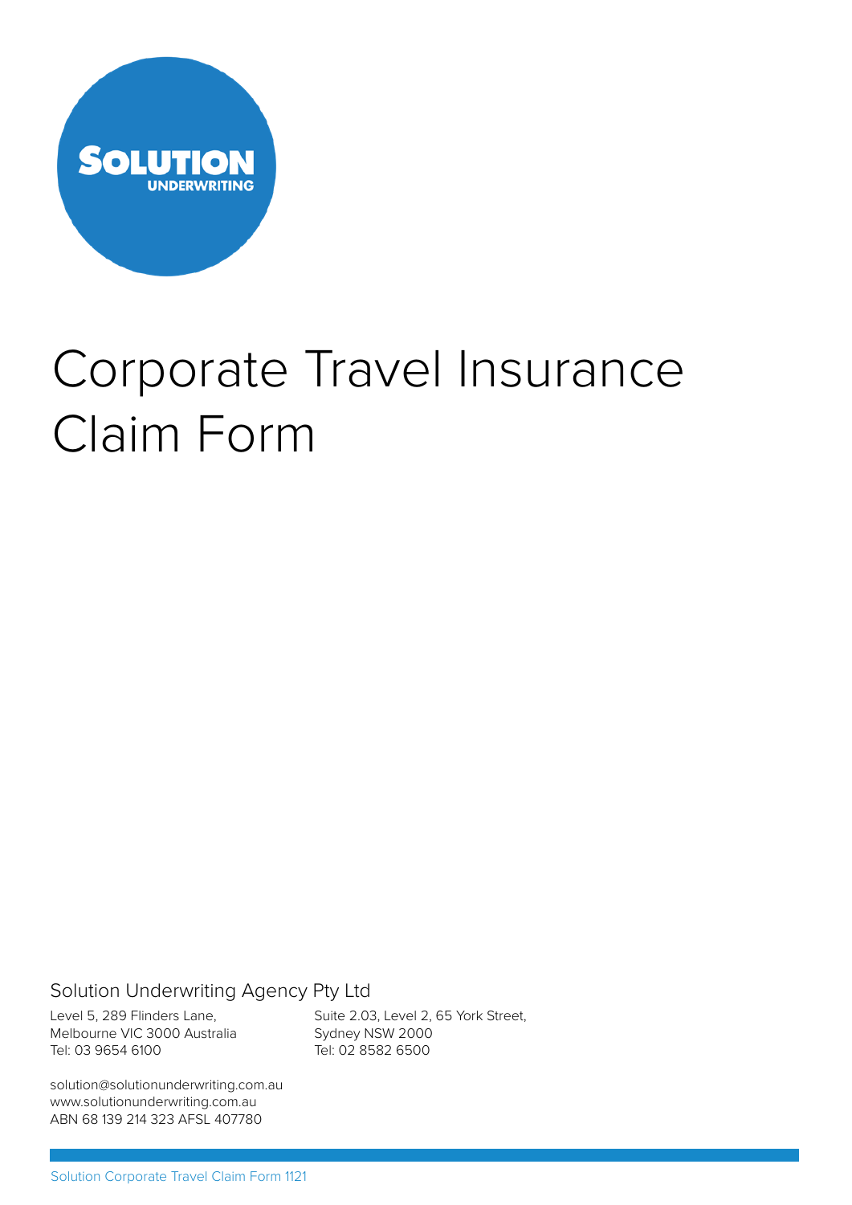SOLUTION
UNDERWRITING

# Corporate Travel Insurance Claim Form

Solution Underwriting Agency Pty Ltd

Level 5, 289 Flinders Lane,
Melbourne VIC 3000 Australia
Tel: 03 9654 6100

Suite 2.03, Level 2, 65 York Street,
Sydney NSW 2000
Tel: 02 8582 6500

solution@solutionunderwriting.com.au
www.solutionunderwriting.com.au
ABN 68 139 214 323 AFSL 407780

Solution Corporate Travel Claim Form 1121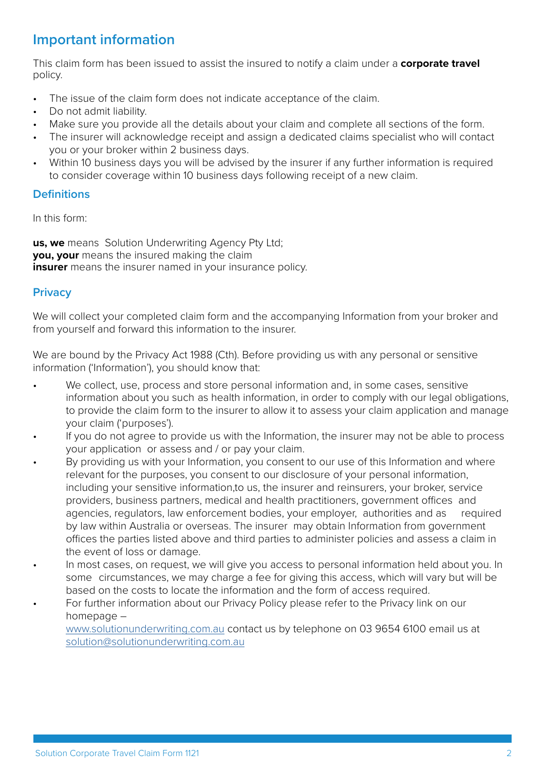## Important information

This claim form has been issued to assist the insured to notify a claim under a **corporate travel** policy.

- The issue of the claim form does not indicate acceptance of the claim.
- Do not admit liability.
- Make sure you provide all the details about your claim and complete all sections of the form.
- The insurer will acknowledge receipt and assign a dedicated claims specialist who will contact you or your broker within 2 business days.
- Within 10 business days you will be advised by the insurer if any further information is required to consider coverage within 10 business days following receipt of a new claim.

### Definitions

In this form:

**us, we** means Solution Underwriting Agency Pty Ltd;
**you, your** means the insured making the claim
**insurer** means the insurer named in your insurance policy.

### Privacy

We will collect your completed claim form and the accompanying Information from your broker and from yourself and forward this information to the insurer.

We are bound by the Privacy Act 1988 (Cth). Before providing us with any personal or sensitive information ('Information'), you should know that:

- We collect, use, process and store personal information and, in some cases, sensitive information about you such as health information, in order to comply with our legal obligations, to provide the claim form to the insurer to allow it to assess your claim application and manage your claim ('purposes').
- If you do not agree to provide us with the Information, the insurer may not be able to process your application or assess and / or pay your claim.
- By providing us with your Information, you consent to our use of this Information and where relevant for the purposes, you consent to our disclosure of your personal information, including your sensitive information,to us, the insurer and reinsurers, your broker, service providers, business partners, medical and health practitioners, government offices and agencies, regulators, law enforcement bodies, your employer, authorities and as required by law within Australia or overseas. The insurer may obtain Information from government offices the parties listed above and third parties to administer policies and assess a claim in the event of loss or damage.
- In most cases, on request, we will give you access to personal information held about you. In some circumstances, we may charge a fee for giving this access, which will vary but will be based on the costs to locate the information and the form of access required.
- For further information about our Privacy Policy please refer to the Privacy link on our homepage – www.solutionunderwriting.com.au contact us by telephone on 03 9654 6100 email us at solution@solutionunderwriting.com.au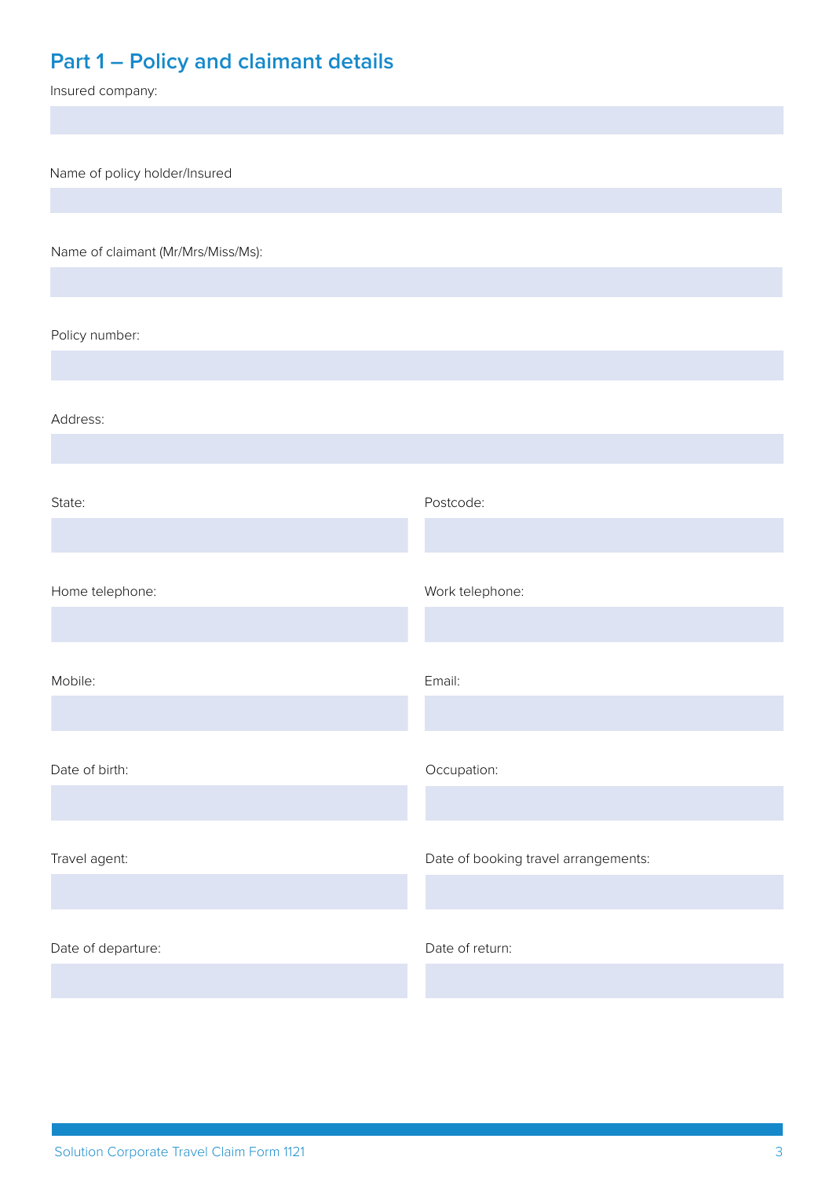## Part 1 – Policy and claimant details

Insured company:

Name of policy holder/Insured

Name of claimant (Mr/Mrs/Miss/Ms):

Policy number:

Address:

State:

Postcode:

Home telephone:

Work telephone:

Mobile:

Email:

Date of birth:

Occupation:

Travel agent:

Date of booking travel arrangements:

Date of departure:

Date of return: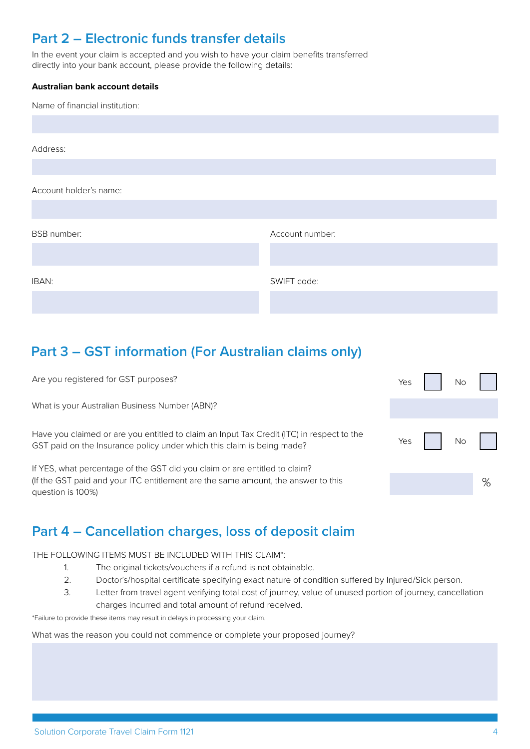## Part 2 – Electronic funds transfer details

In the event your claim is accepted and you wish to have your claim benefits transferred directly into your bank account, please provide the following details:

**Australian bank account details**

Name of financial institution:

Address:

Account holder's name:

BSB number:

Account number:

IBAN:

SWIFT code:

## Part 3 – GST information (For Australian claims only)

Are you registered for GST purposes? Yes ☐ No ☐

What is your Australian Business Number (ABN)?

Have you claimed or are you entitled to claim an Input Tax Credit (ITC) in respect to the GST paid on the Insurance policy under which this claim is being made? Yes ☐ No ☐

If YES, what percentage of the GST did you claim or are entitled to claim? (If the GST paid and your ITC entitlement are the same amount, the answer to this question is 100%) %

## Part 4 – Cancellation charges, loss of deposit claim

THE FOLLOWING ITEMS MUST BE INCLUDED WITH THIS CLAIM*:

1. The original tickets/vouchers if a refund is not obtainable.
2. Doctor's/hospital certificate specifying exact nature of condition suffered by Injured/Sick person.
3. Letter from travel agent verifying total cost of journey, value of unused portion of journey, cancellation charges incurred and total amount of refund received.

*Failure to provide these items may result in delays in processing your claim.

What was the reason you could not commence or complete your proposed journey?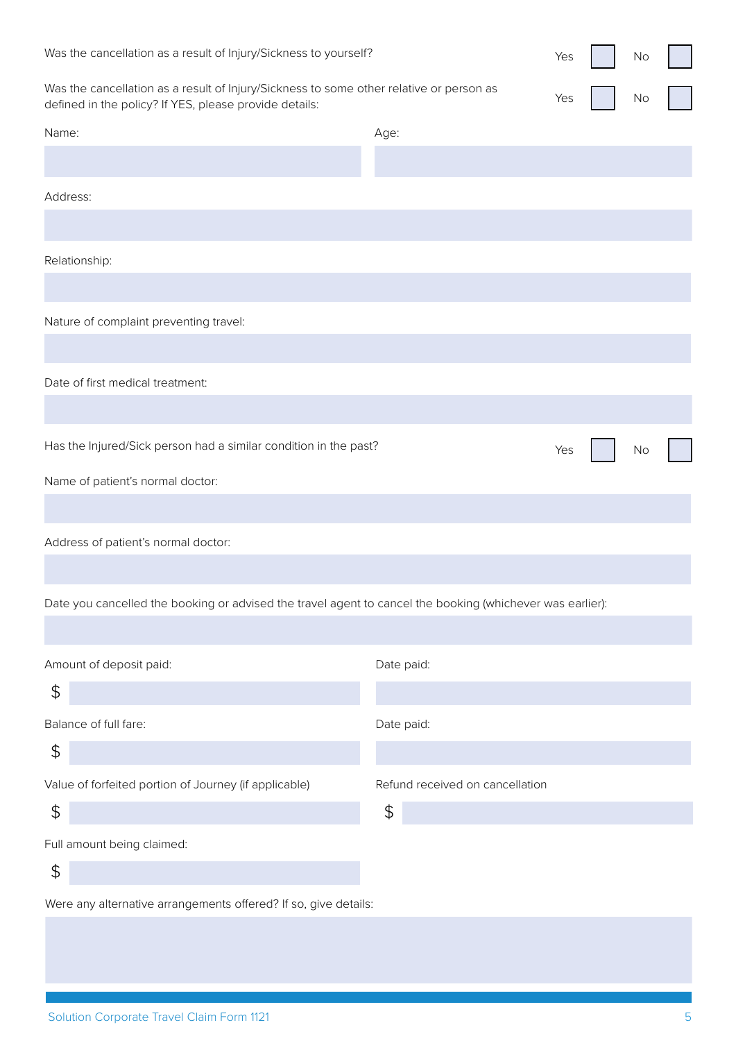Was the cancellation as a result of Injury/Sickness to yourself? Yes ☐ No ☐

Was the cancellation as a result of Injury/Sickness to some other relative or person as defined in the policy? If YES, please provide details: Yes ☐ No ☐

Name:

Age:

Address:

Relationship:

Nature of complaint preventing travel:

Date of first medical treatment:

Has the Injured/Sick person had a similar condition in the past? Yes ☐ No ☐

Name of patient's normal doctor:

Address of patient's normal doctor:

Date you cancelled the booking or advised the travel agent to cancel the booking (whichever was earlier):

Amount of deposit paid:

$

Date paid:

Balance of full fare:

$

Date paid:

Value of forfeited portion of Journey (if applicable)

$

Refund received on cancellation

$

Full amount being claimed:

$

Were any alternative arrangements offered? If so, give details: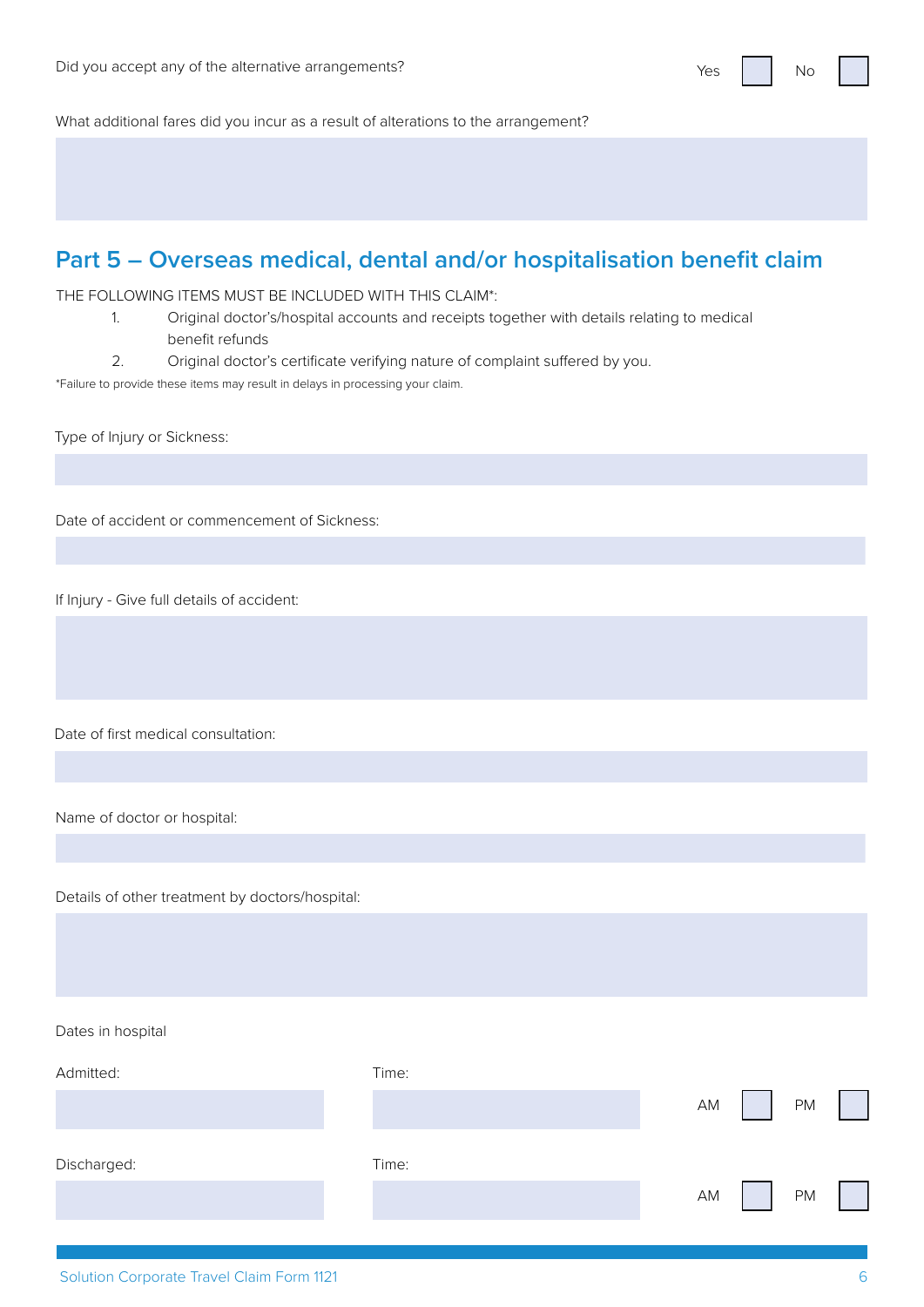Did you accept any of the alternative arrangements? Yes ☐ No ☐

What additional fares did you incur as a result of alterations to the arrangement?

## Part 5 – Overseas medical, dental and/or hospitalisation benefit claim

THE FOLLOWING ITEMS MUST BE INCLUDED WITH THIS CLAIM*:

1. Original doctor's/hospital accounts and receipts together with details relating to medical benefit refunds
2. Original doctor's certificate verifying nature of complaint suffered by you.

*Failure to provide these items may result in delays in processing your claim.

Type of Injury or Sickness:

Date of accident or commencement of Sickness:

If Injury - Give full details of accident:

Date of first medical consultation:

Name of doctor or hospital:

Details of other treatment by doctors/hospital:

Dates in hospital

Admitted: Time: AM ☐ PM ☐

Discharged: Time: AM ☐ PM ☐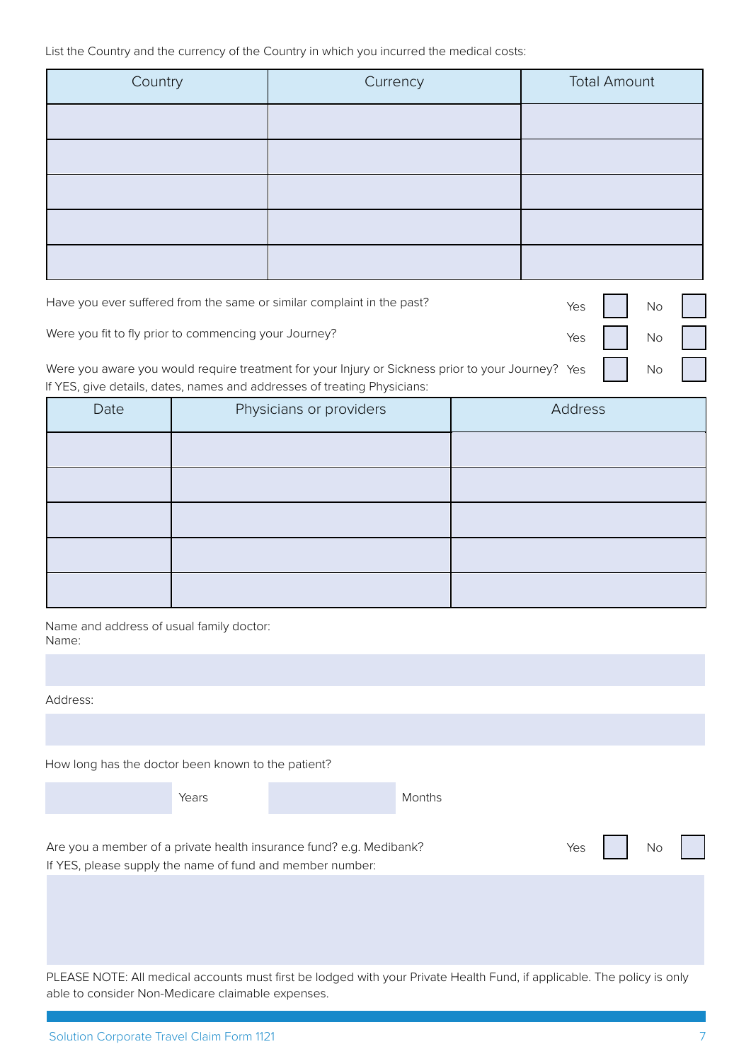List the Country and the currency of the Country in which you incurred the medical costs:

| Country | Currency | Total Amount |
| --- | --- | --- |
| | | |
| | | |
| | | |
| | | |
| | | |

Have you ever suffered from the same or similar complaint in the past? Yes ☐ No ☐

Were you fit to fly prior to commencing your Journey? Yes ☐ No ☐

Were you aware you would require treatment for your Injury or Sickness prior to your Journey? Yes ☐ No ☐

If YES, give details, dates, names and addresses of treating Physicians:

| Date | Physicians or providers | Address |
| --- | --- | --- |
| | | |
| | | |
| | | |
| | | |
| | | |

Name and address of usual family doctor:

Name:

Address:

How long has the doctor been known to the patient?

_____ Years _____ Months

Are you a member of a private health insurance fund? e.g. Medibank? Yes ☐ No ☐

If YES, please supply the name of fund and member number:

PLEASE NOTE: All medical accounts must first be lodged with your Private Health Fund, if applicable. The policy is only able to consider Non-Medicare claimable expenses.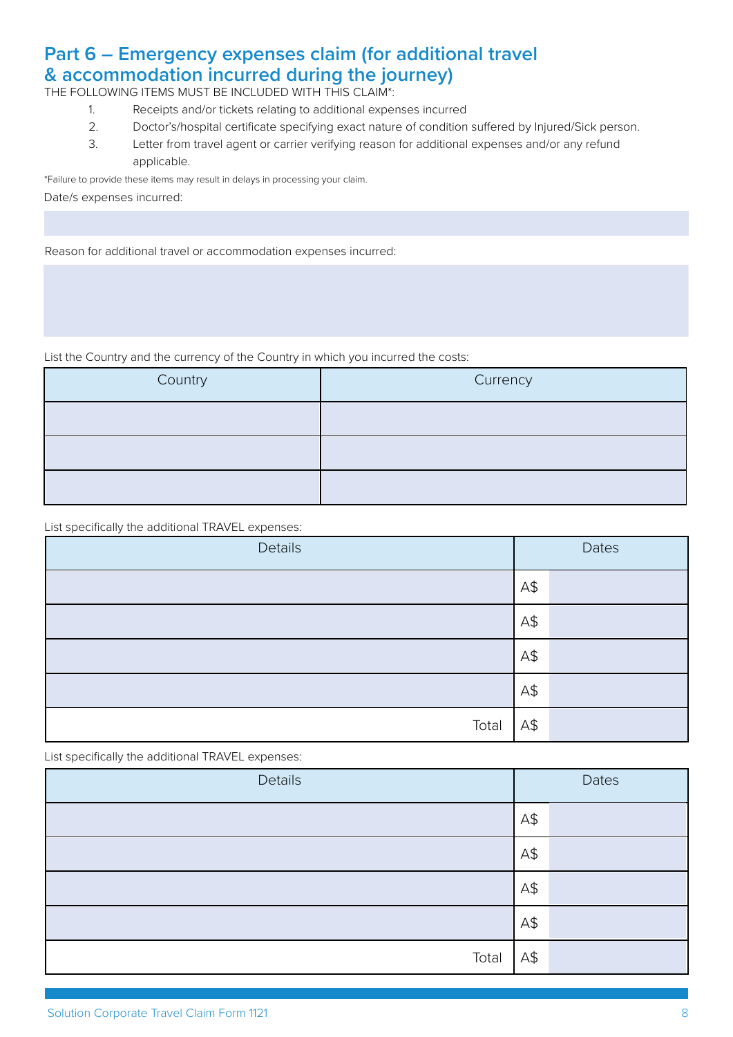## Part 6 – Emergency expenses claim (for additional travel & accommodation incurred during the journey)

THE FOLLOWING ITEMS MUST BE INCLUDED WITH THIS CLAIM*:

1. Receipts and/or tickets relating to additional expenses incurred
2. Doctor's/hospital certificate specifying exact nature of condition suffered by Injured/Sick person.
3. Letter from travel agent or carrier verifying reason for additional expenses and/or any refund applicable.

*Failure to provide these items may result in delays in processing your claim.

Date/s expenses incurred:

Reason for additional travel or accommodation expenses incurred:

List the Country and the currency of the Country in which you incurred the costs:

| Country | Currency |
|---|---|
| | |
| | |
| | |

List specifically the additional TRAVEL expenses:

| Details | Dates |
|---|---|
| | A$ |
| | A$ |
| | A$ |
| | A$ |
| Total | A$ |

List specifically the additional TRAVEL expenses:

| Details | Dates |
|---|---|
| | A$ |
| | A$ |
| | A$ |
| | A$ |
| Total | A$ |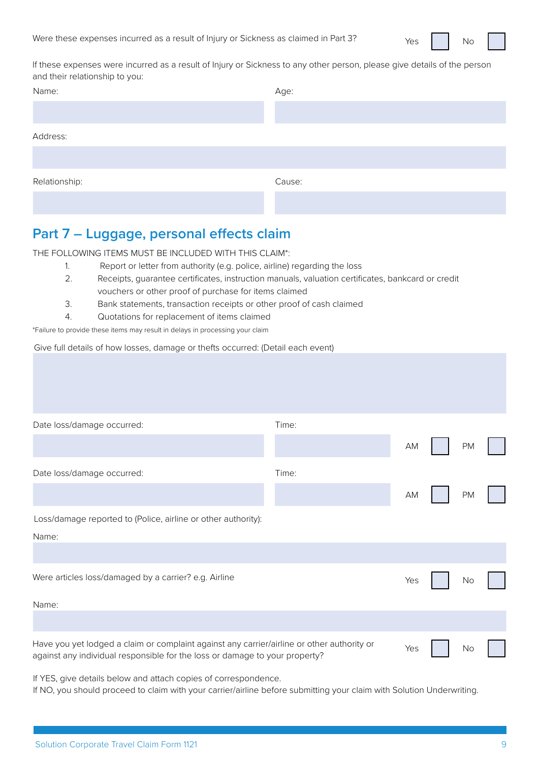Were these expenses incurred as a result of Injury or Sickness as claimed in Part 3? Yes ☐ No ☐

If these expenses were incurred as a result of Injury or Sickness to any other person, please give details of the person and their relationship to you:

Name:

Age:

Address:

Relationship:

Cause:

## Part 7 – Luggage, personal effects claim

THE FOLLOWING ITEMS MUST BE INCLUDED WITH THIS CLAIM*:

1. Report or letter from authority (e.g. police, airline) regarding the loss
2. Receipts, guarantee certificates, instruction manuals, valuation certificates, bankcard or credit vouchers or other proof of purchase for items claimed
3. Bank statements, transaction receipts or other proof of cash claimed
4. Quotations for replacement of items claimed

*Failure to provide these items may result in delays in processing your claim

Give full details of how losses, damage or thefts occurred: (Detail each event)

Date loss/damage occurred:

Time: AM ☐ PM ☐

Date loss/damage occurred:

Time: AM ☐ PM ☐

Loss/damage reported to (Police, airline or other authority):

Name:

Were articles loss/damaged by a carrier? e.g. Airline Yes ☐ No ☐

Name:

Have you yet lodged a claim or complaint against any carrier/airline or other authority or against any individual responsible for the loss or damage to your property? Yes ☐ No ☐

If YES, give details below and attach copies of correspondence.
If NO, you should proceed to claim with your carrier/airline before submitting your claim with Solution Underwriting.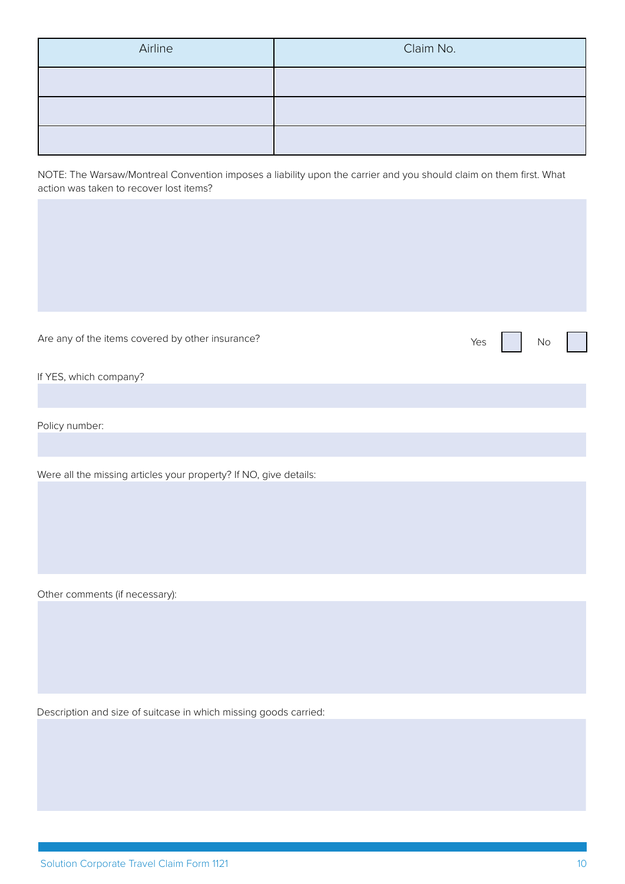| Airline | Claim No. |
|---|---|
| | |
| | |
| | |

NOTE: The Warsaw/Montreal Convention imposes a liability upon the carrier and you should claim on them first. What action was taken to recover lost items?

Are any of the items covered by other insurance? Yes ☐ No ☐

If YES, which company?

Policy number:

Were all the missing articles your property? If NO, give details:

Other comments (if necessary):

Description and size of suitcase in which missing goods carried: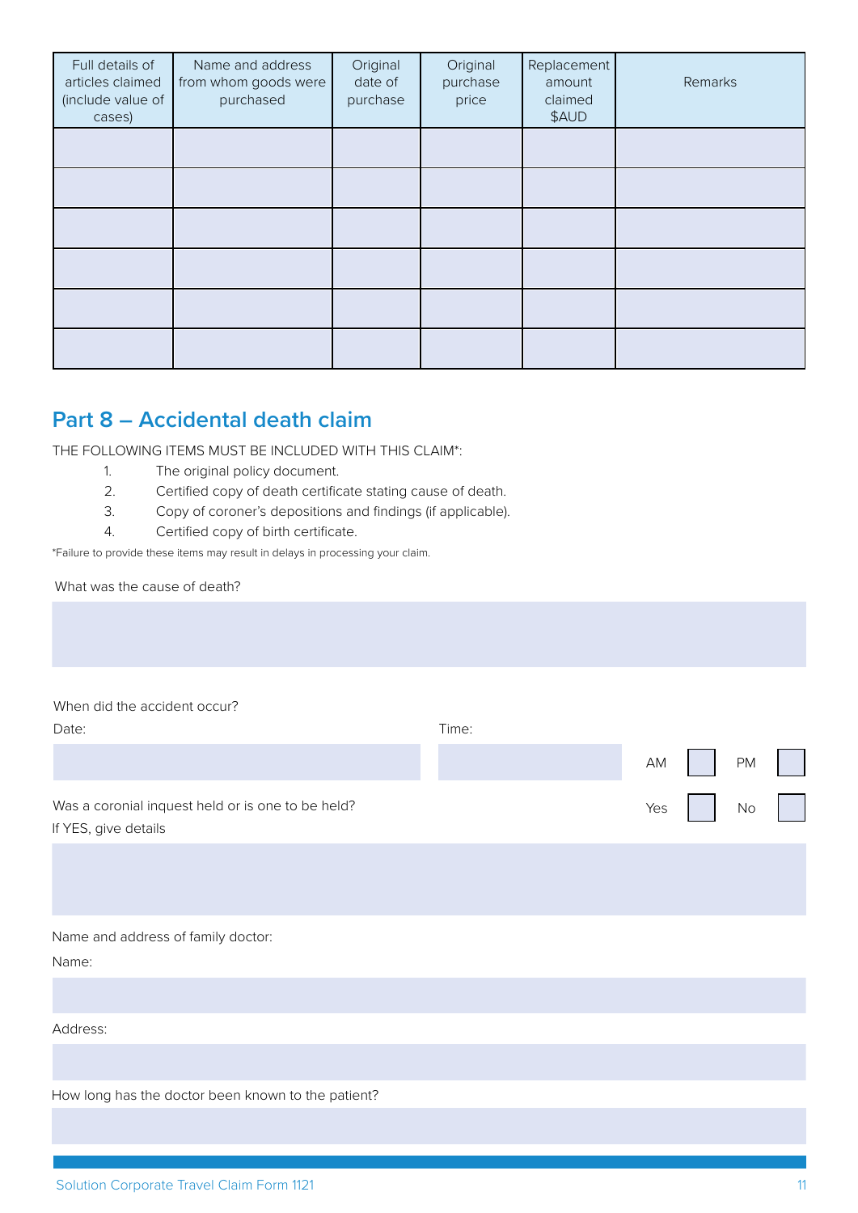| Full details of articles claimed (include value of cases) | Name and address from whom goods were purchased | Original date of purchase | Original purchase price | Replacement amount claimed $AUD | Remarks |
|---|---|---|---|---|---|
| | | | | | |
| | | | | | |
| | | | | | |
| | | | | | |
| | | | | | |
| | | | | | |

## Part 8 – Accidental death claim

THE FOLLOWING ITEMS MUST BE INCLUDED WITH THIS CLAIM*:

1. The original policy document.
2. Certified copy of death certificate stating cause of death.
3. Copy of coroner's depositions and findings (if applicable).
4. Certified copy of birth certificate.

*Failure to provide these items may result in delays in processing your claim.

What was the cause of death?

When did the accident occur?

Date:

Time:

AM ☐ PM ☐

Was a coronial inquest held or is one to be held? Yes ☐ No ☐

If YES, give details

Name and address of family doctor:

Name:

Address:

How long has the doctor been known to the patient?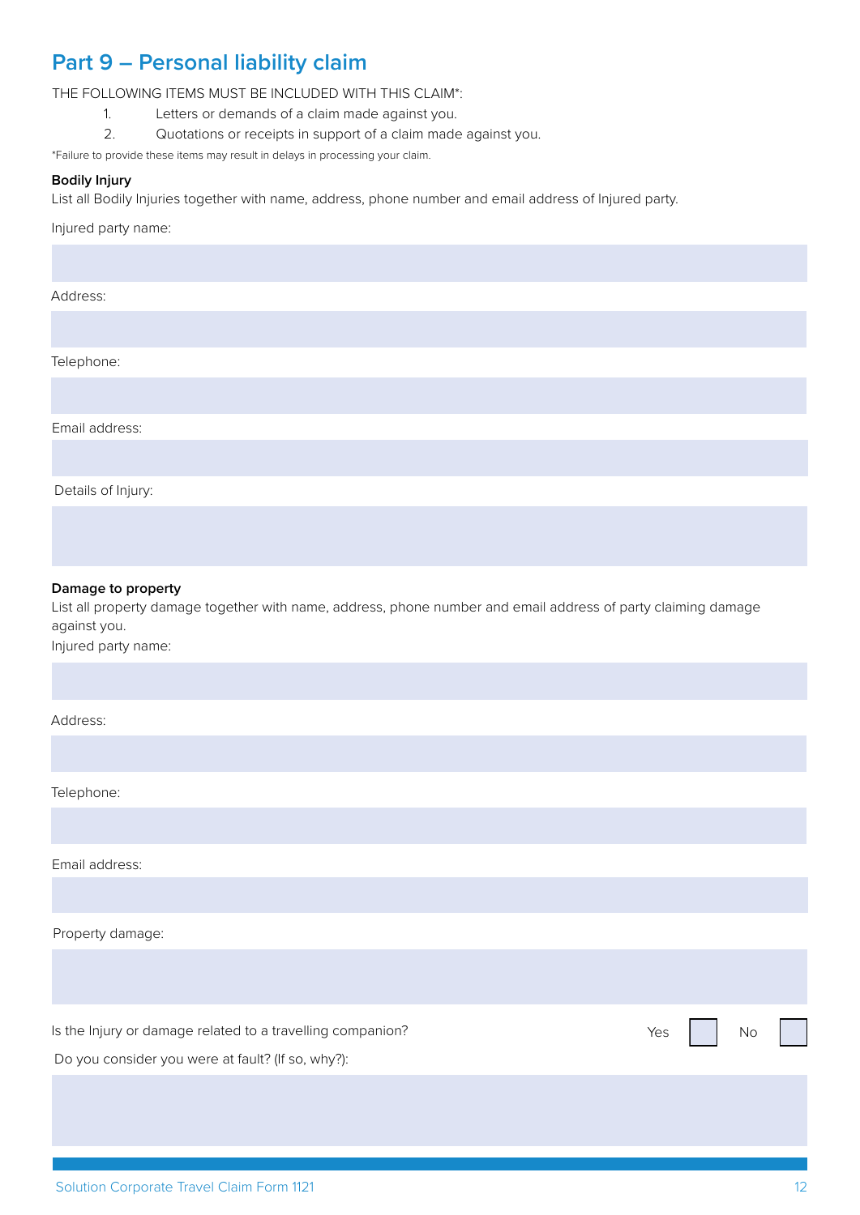## Part 9 – Personal liability claim

THE FOLLOWING ITEMS MUST BE INCLUDED WITH THIS CLAIM*:

1. Letters or demands of a claim made against you.
2. Quotations or receipts in support of a claim made against you.

*Failure to provide these items may result in delays in processing your claim.

**Bodily Injury**

List all Bodily Injuries together with name, address, phone number and email address of Injured party.

Injured party name:

Address:

Telephone:

Email address:

Details of Injury:

**Damage to property**

List all property damage together with name, address, phone number and email address of party claiming damage against you.

Injured party name:

Address:

Telephone:

Email address:

Property damage:

Is the Injury or damage related to a travelling companion? Yes ☐ No ☐

Do you consider you were at fault? (If so, why?):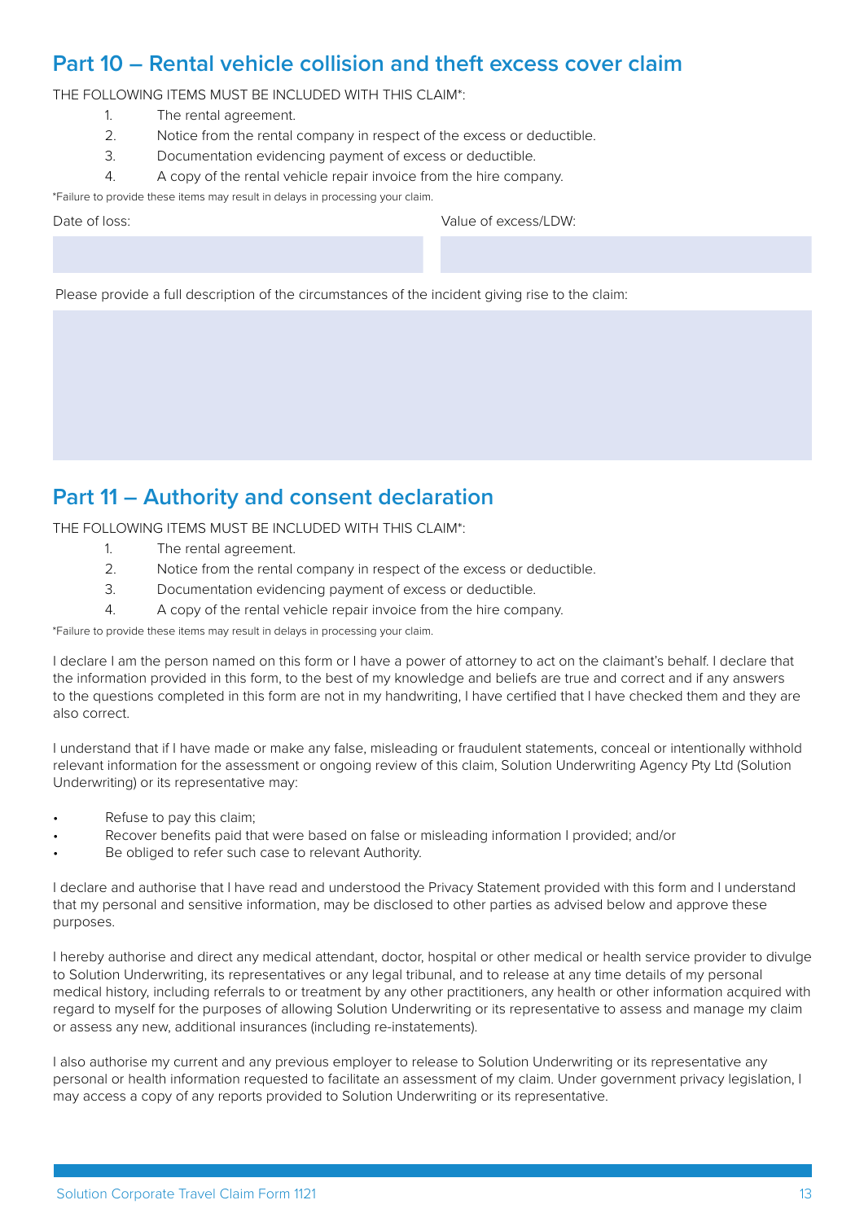## Part 10 – Rental vehicle collision and theft excess cover claim

THE FOLLOWING ITEMS MUST BE INCLUDED WITH THIS CLAIM*:

1. The rental agreement.
2. Notice from the rental company in respect of the excess or deductible.
3. Documentation evidencing payment of excess or deductible.
4. A copy of the rental vehicle repair invoice from the hire company.

*Failure to provide these items may result in delays in processing your claim.

| Date of loss: | Value of excess/LDW: |
|---|---|
| | |

Please provide a full description of the circumstances of the incident giving rise to the claim:

## Part 11 – Authority and consent declaration

THE FOLLOWING ITEMS MUST BE INCLUDED WITH THIS CLAIM*:

1. The rental agreement.
2. Notice from the rental company in respect of the excess or deductible.
3. Documentation evidencing payment of excess or deductible.
4. A copy of the rental vehicle repair invoice from the hire company.

*Failure to provide these items may result in delays in processing your claim.

I declare I am the person named on this form or I have a power of attorney to act on the claimant's behalf. I declare that the information provided in this form, to the best of my knowledge and beliefs are true and correct and if any answers to the questions completed in this form are not in my handwriting, I have certified that I have checked them and they are also correct.

I understand that if I have made or make any false, misleading or fraudulent statements, conceal or intentionally withhold relevant information for the assessment or ongoing review of this claim, Solution Underwriting Agency Pty Ltd (Solution Underwriting) or its representative may:

- Refuse to pay this claim;
- Recover benefits paid that were based on false or misleading information I provided; and/or
- Be obliged to refer such case to relevant Authority.

I declare and authorise that I have read and understood the Privacy Statement provided with this form and I understand that my personal and sensitive information, may be disclosed to other parties as advised below and approve these purposes.

I hereby authorise and direct any medical attendant, doctor, hospital or other medical or health service provider to divulge to Solution Underwriting, its representatives or any legal tribunal, and to release at any time details of my personal medical history, including referrals to or treatment by any other practitioners, any health or other information acquired with regard to myself for the purposes of allowing Solution Underwriting or its representative to assess and manage my claim or assess any new, additional insurances (including re-instatements).

I also authorise my current and any previous employer to release to Solution Underwriting or its representative any personal or health information requested to facilitate an assessment of my claim. Under government privacy legislation, I may access a copy of any reports provided to Solution Underwriting or its representative.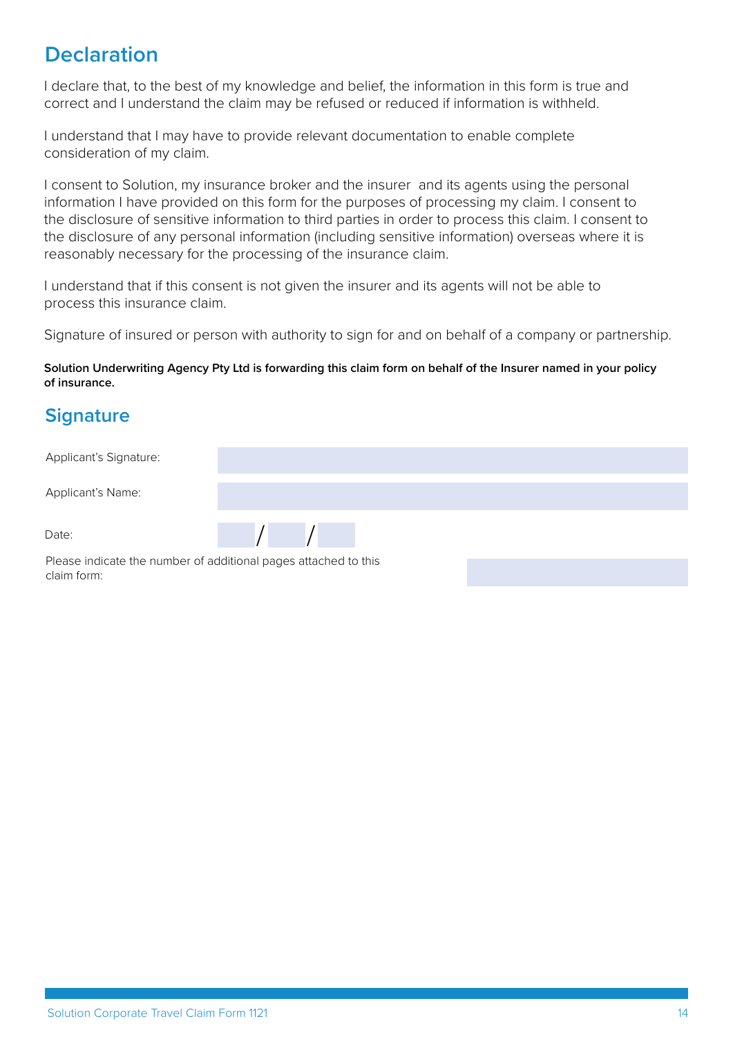## Declaration

I declare that, to the best of my knowledge and belief, the information in this form is true and correct and I understand the claim may be refused or reduced if information is withheld.

I understand that I may have to provide relevant documentation to enable complete consideration of my claim.

I consent to Solution, my insurance broker and the insurer and its agents using the personal information I have provided on this form for the purposes of processing my claim. I consent to the disclosure of sensitive information to third parties in order to process this claim. I consent to the disclosure of any personal information (including sensitive information) overseas where it is reasonably necessary for the processing of the insurance claim.

I understand that if this consent is not given the insurer and its agents will not be able to process this insurance claim.

Signature of insured or person with authority to sign for and on behalf of a company or partnership.

**Solution Underwriting Agency Pty Ltd is forwarding this claim form on behalf of the Insurer named in your policy of insurance.**

## Signature

| | |
|---|---|
| Applicant's Signature: | |
| Applicant's Name: | |
| Date: | / / |
| Please indicate the number of additional pages attached to this claim form: | |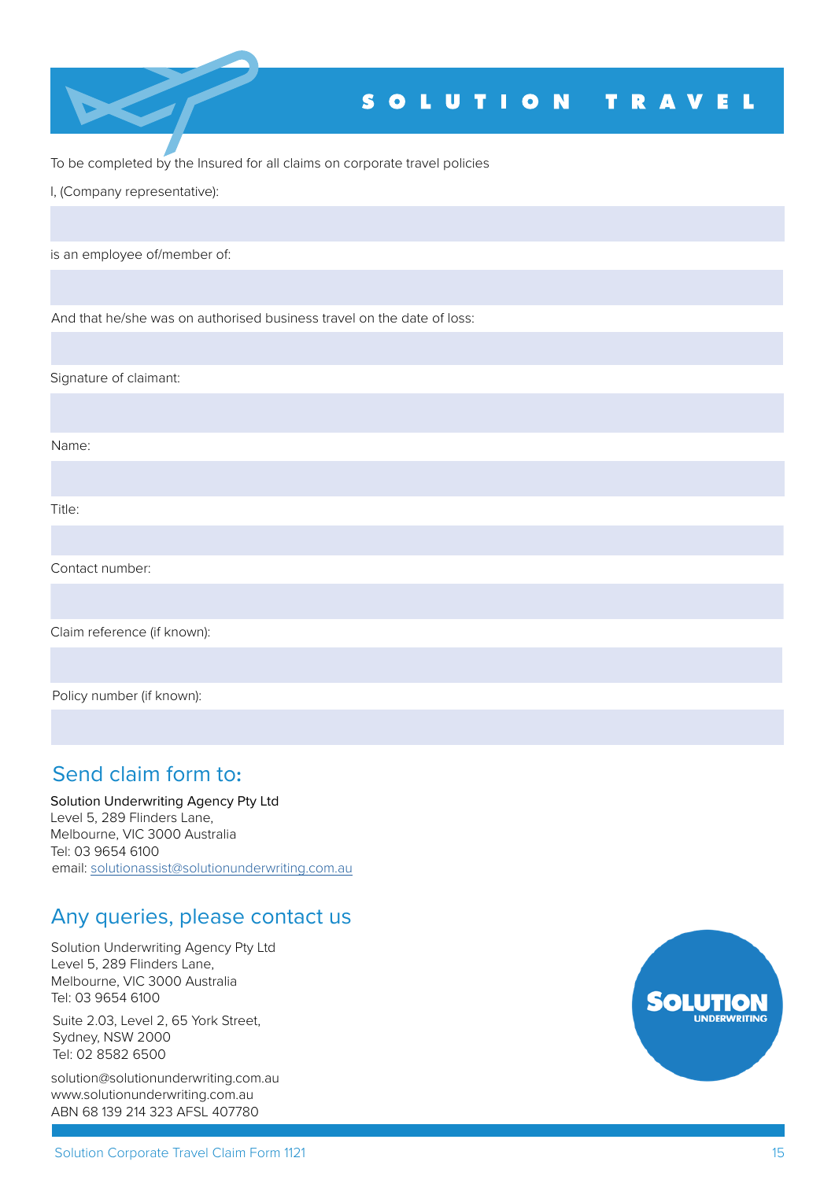# SOLUTION TRAVEL

To be completed by the Insured for all claims on corporate travel policies

I, (Company representative):

is an employee of/member of:

And that he/she was on authorised business travel on the date of loss:

Signature of claimant:

Name:

Title:

Contact number:

Claim reference (if known):

Policy number (if known):

## Send claim form to:

Solution Underwriting Agency Pty Ltd
Level 5, 289 Flinders Lane,
Melbourne, VIC 3000 Australia
Tel: 03 9654 6100
email: solutionassist@solutionunderwriting.com.au

## Any queries, please contact us

Solution Underwriting Agency Pty Ltd
Level 5, 289 Flinders Lane,
Melbourne, VIC 3000 Australia
Tel: 03 9654 6100

Suite 2.03, Level 2, 65 York Street,
Sydney, NSW 2000
Tel: 02 8582 6500

solution@solutionunderwriting.com.au
www.solutionunderwriting.com.au
ABN 68 139 214 323 AFSL 407780

SOLUTION UNDERWRITING